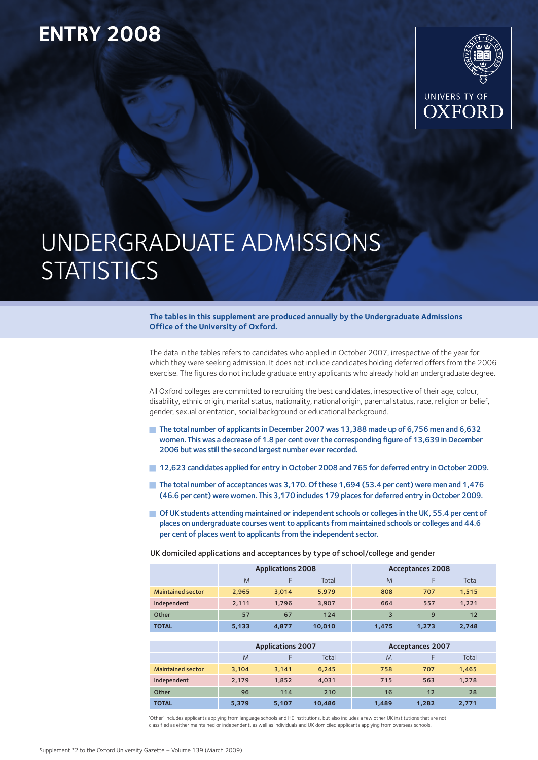# ENTRY 2008

UNIVERSITY OF OXFORD

# UNDERGRADUATE ADMISSIONS STATISTICS

**The tables in this supplement are produced annually by the Undergraduate Admissions Office of the University of Oxford.**

The data in the tables refers to candidates who applied in October 2007, irrespective of the year for which they were seeking admission. It does not include candidates holding deferred offers from the 2006 exercise. The figures do not include graduate entry applicants who already hold an undergraduate degree.

All Oxford colleges are committed to recruiting the best candidates, irrespective of their age, colour, disability, ethnic origin, marital status, nationality, national origin, parental status, race, religion or belief, gender, sexual orientation, social background or educational background.

- The total number of applicants in December 2007 was 13,388 made up of 6,756 men and 6,632 women. This was a decrease of 1.8 per cent over the corresponding figure of 13,639 in December 2006 but was still the second largest number ever recorded.
- 12,623 candidates applied for entry in October 2008 and 765 for deferred entry in October 2009.
- The total number of acceptances was 3,170. Of these 1,694 (53.4 per cent) were men and 1,476 (46.6 per cent) were women. This 3,170 includes 179 places for deferred entry in October 2009.
- Of UK students attending maintained or independent schools or colleges in the UK, 55.4 per cent of places on undergraduate courses went to applicants from maintained schools or colleges and 44.6 per cent of places went to applicants from the independent sector.

UK domiciled applications and acceptances by type of school/college and gender

| | Applications 2008 | | | Acceptances 2008 | | |
|---|---|---|---|---|---|---|
| | M | F | Total | M | F | Total |
| Maintained sector | 2,965 | 3,014 | 5,979 | 808 | 707 | 1,515 |
| Independent | 2,111 | 1,796 | 3,907 | 664 | 557 | 1,221 |
| Other | 57 | 67 | 124 | 3 | 9 | 12 |
| TOTAL | 5,133 | 4,877 | 10,010 | 1,475 | 1,273 | 2,748 |

| | Applications 2007 | | | Acceptances 2007 | | |
|---|---|---|---|---|---|---|
| | M | F | Total | M | F | Total |
| Maintained sector | 3,104 | 3,141 | 6,245 | 758 | 707 | 1,465 |
| Independent | 2,179 | 1,852 | 4,031 | 715 | 563 | 1,278 |
| Other | 96 | 114 | 210 | 16 | 12 | 28 |
| TOTAL | 5,379 | 5,107 | 10,486 | 1,489 | 1,282 | 2,771 |

'Other' includes applicants applying from language schools and HE institutions, but also includes a few other UK institutions that are not classified as either maintained or independent, as well as individuals and UK domiciled applicants applying from overseas schools.

Supplement *2 to the Oxford University Gazette – Volume 139 (March 2009)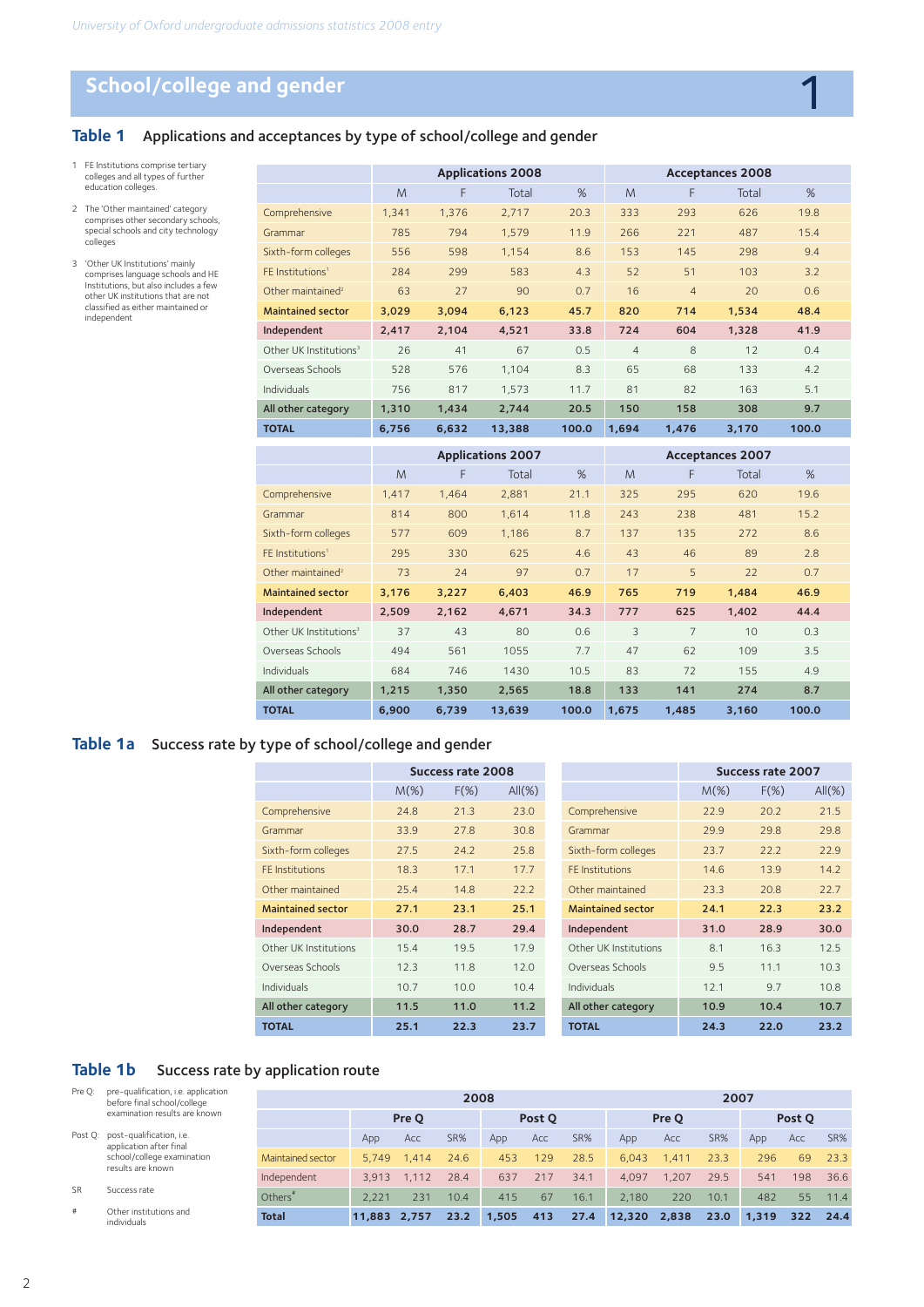## School/college and gender

1

### Table 1 Applications and acceptances by type of school/college and gender

1. FE Institutions comprise tertiary colleges and all types of further education colleges.
2. The 'Other maintained' category comprises other secondary schools, special schools and city technology colleges
3. 'Other UK Institutions' mainly comprises language schools and HE Institutions, but also includes a few other UK institutions that are not classified as either maintained or independent

| | Applications 2008 | | | | Acceptances 2008 | | | |
|---|---|---|---|---|---|---|---|---|
| | M | F | Total | % | M | F | Total | % |
| Comprehensive | 1,341 | 1,376 | 2,717 | 20.3 | 333 | 293 | 626 | 19.8 |
| Grammar | 785 | 794 | 1,579 | 11.9 | 266 | 221 | 487 | 15.4 |
| Sixth-form colleges | 556 | 598 | 1,154 | 8.6 | 153 | 145 | 298 | 9.4 |
| FE Institutions[1] | 284 | 299 | 583 | 4.3 | 52 | 51 | 103 | 3.2 |
| Other maintained[2] | 63 | 27 | 90 | 0.7 | 16 | 4 | 20 | 0.6 |
| **Maintained sector** | **3,029** | **3,094** | **6,123** | **45.7** | **820** | **714** | **1,534** | **48.4** |
| **Independent** | **2,417** | **2,104** | **4,521** | **33.8** | **724** | **604** | **1,328** | **41.9** |
| Other UK Institutions[3] | 26 | 41 | 67 | 0.5 | 4 | 8 | 12 | 0.4 |
| Overseas Schools | 528 | 576 | 1,104 | 8.3 | 65 | 68 | 133 | 4.2 |
| Individuals | 756 | 817 | 1,573 | 11.7 | 81 | 82 | 163 | 5.1 |
| **All other category** | **1,310** | **1,434** | **2,744** | **20.5** | **150** | **158** | **308** | **9.7** |
| **TOTAL** | **6,756** | **6,632** | **13,388** | **100.0** | **1,694** | **1,476** | **3,170** | **100.0** |

| | Applications 2007 | | | | Acceptances 2007 | | | |
|---|---|---|---|---|---|---|---|---|
| | M | F | Total | % | M | F | Total | % |
| Comprehensive | 1,417 | 1,464 | 2,881 | 21.1 | 325 | 295 | 620 | 19.6 |
| Grammar | 814 | 800 | 1,614 | 11.8 | 243 | 238 | 481 | 15.2 |
| Sixth-form colleges | 577 | 609 | 1,186 | 8.7 | 137 | 135 | 272 | 8.6 |
| FE Institutions[1] | 295 | 330 | 625 | 4.6 | 43 | 46 | 89 | 2.8 |
| Other maintained[2] | 73 | 24 | 97 | 0.7 | 17 | 5 | 22 | 0.7 |
| **Maintained sector** | **3,176** | **3,227** | **6,403** | **46.9** | **765** | **719** | **1,484** | **46.9** |
| **Independent** | **2,509** | **2,162** | **4,671** | **34.3** | **777** | **625** | **1,402** | **44.4** |
| Other UK Institutions[3] | 37 | 43 | 80 | 0.6 | 3 | 7 | 10 | 0.3 |
| Overseas Schools | 494 | 561 | 1055 | 7.7 | 47 | 62 | 109 | 3.5 |
| Individuals | 684 | 746 | 1430 | 10.5 | 83 | 72 | 155 | 4.9 |
| **All other category** | **1,215** | **1,350** | **2,565** | **18.8** | **133** | **141** | **274** | **8.7** |
| **TOTAL** | **6,900** | **6,739** | **13,639** | **100.0** | **1,675** | **1,485** | **3,160** | **100.0** |

### Table 1a Success rate by type of school/college and gender

| | Success rate 2008 | | |
|---|---|---|---|
| | M(%) | F(%) | All(%) |
| Comprehensive | 24.8 | 21.3 | 23.0 |
| Grammar | 33.9 | 27.8 | 30.8 |
| Sixth-form colleges | 27.5 | 24.2 | 25.8 |
| FE Institutions | 18.3 | 17.1 | 17.7 |
| Other maintained | 25.4 | 14.8 | 22.2 |
| **Maintained sector** | **27.1** | **23.1** | **25.1** |
| **Independent** | **30.0** | **28.7** | **29.4** |
| Other UK Institutions | 15.4 | 19.5 | 17.9 |
| Overseas Schools | 12.3 | 11.8 | 12.0 |
| Individuals | 10.7 | 10.0 | 10.4 |
| **All other category** | **11.5** | **11.0** | **11.2** |
| **TOTAL** | **25.1** | **22.3** | **23.7** |

| | Success rate 2007 | | |
|---|---|---|---|
| | M(%) | F(%) | All(%) |
| Comprehensive | 22.9 | 20.2 | 21.5 |
| Grammar | 29.9 | 29.8 | 29.8 |
| Sixth-form colleges | 23.7 | 22.2 | 22.9 |
| FE Institutions | 14.6 | 13.9 | 14.2 |
| Other maintained | 23.3 | 20.8 | 22.7 |
| **Maintained sector** | **24.1** | **22.3** | **23.2** |
| **Independent** | **31.0** | **28.9** | **30.0** |
| Other UK Institutions | 8.1 | 16.3 | 12.5 |
| Overseas Schools | 9.5 | 11.1 | 10.3 |
| Individuals | 12.1 | 9.7 | 10.8 |
| **All other category** | **10.9** | **10.4** | **10.7** |
| **TOTAL** | **24.3** | **22.0** | **23.2** |

### Table 1b Success rate by application route

- Pre Q: pre-qualification, i.e. application before final school/college examination results are known
- Post Q: post-qualification, i.e. application after final school/college examination results are known
- SR: Success rate
- #: Other institutions and individuals

| | 2008 | | | | | | 2007 | | | | | |
|---|---|---|---|---|---|---|---|---|---|---|---|---|
| | Pre Q | | | Post Q | | | Pre Q | | | Post Q | | |
| | App | Acc | SR% | App | Acc | SR% | App | Acc | SR% | App | Acc | SR% |
| Maintained sector | 5,749 | 1,414 | 24.6 | 453 | 129 | 28.5 | 6,043 | 1,411 | 23.3 | 296 | 69 | 23.3 |
| Independent | 3,913 | 1,112 | 28.4 | 637 | 217 | 34.1 | 4,097 | 1,207 | 29.5 | 541 | 198 | 36.6 |
| Others# | 2,221 | 231 | 10.4 | 415 | 67 | 16.1 | 2,180 | 220 | 10.1 | 482 | 55 | 11.4 |
| **Total** | **11,883** | **2,757** | **23.2** | **1,505** | **413** | **27.4** | **12,320** | **2,838** | **23.0** | **1,319** | **322** | **24.4** |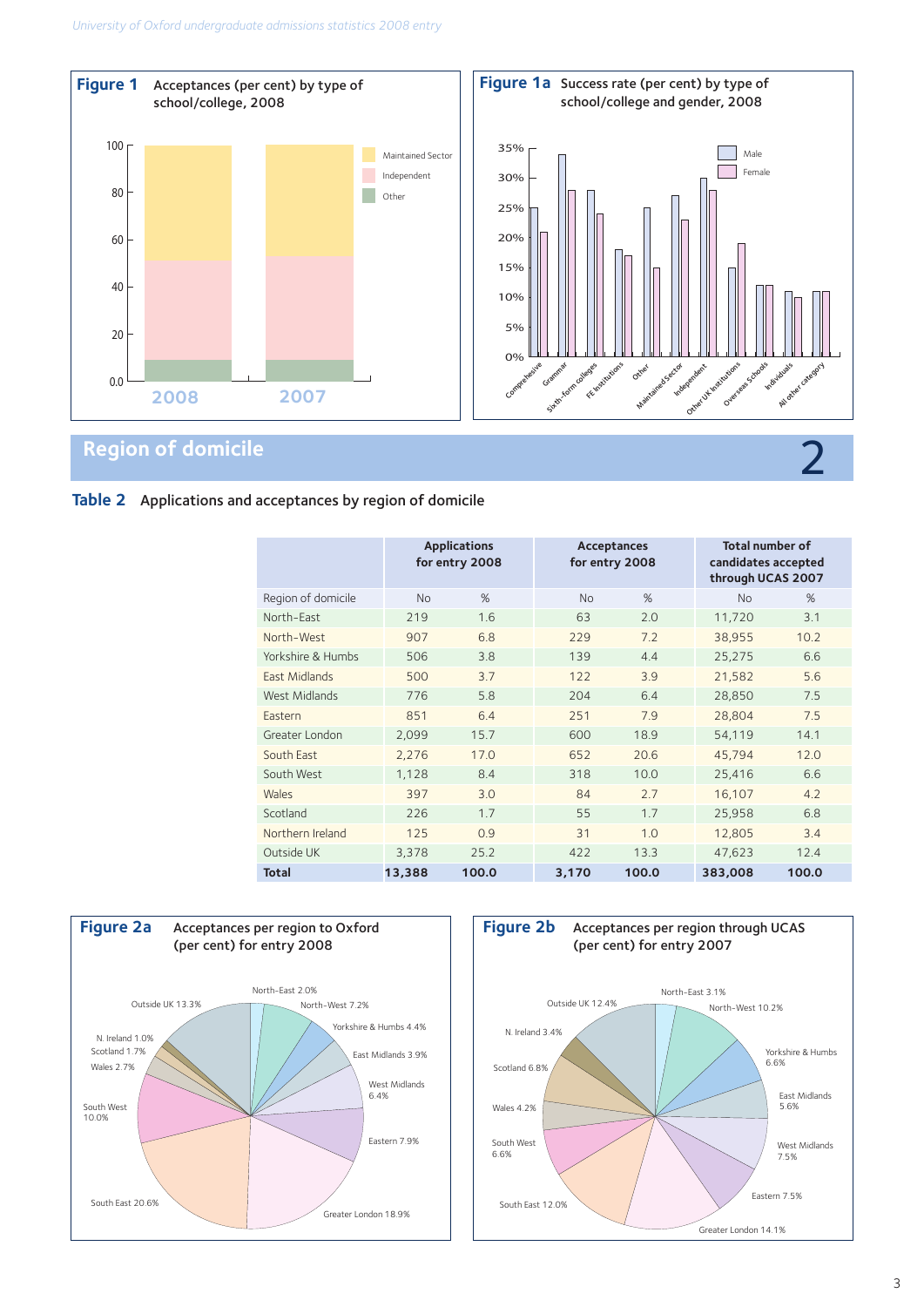**Figure 1** Acceptances (per cent) by type of school/college, 2008

Maintained Sector
Independent
Other

2008 2007

**Figure 1a** Success rate (per cent) by type of school/college and gender, 2008

Male
Female

Comprehensive, Grammar, Sixth-form colleges, FE Institutions, Other, Maintained Sector, Independent, Other UK Institutions, Overseas Schools, Individuals, All other category

## Region of domicile 2

**Table 2** Applications and acceptances by region of domicile

| | Applications for entry 2008 | | Acceptances for entry 2008 | | Total number of candidates accepted through UCAS 2007 | |
|---|---|---|---|---|---|---|
| Region of domicile | No | % | No | % | No | % |
| North-East | 219 | 1.6 | 63 | 2.0 | 11,720 | 3.1 |
| North-West | 907 | 6.8 | 229 | 7.2 | 38,955 | 10.2 |
| Yorkshire & Humbs | 506 | 3.8 | 139 | 4.4 | 25,275 | 6.6 |
| East Midlands | 500 | 3.7 | 122 | 3.9 | 21,582 | 5.6 |
| West Midlands | 776 | 5.8 | 204 | 6.4 | 28,850 | 7.5 |
| Eastern | 851 | 6.4 | 251 | 7.9 | 28,804 | 7.5 |
| Greater London | 2,099 | 15.7 | 600 | 18.9 | 54,119 | 14.1 |
| South East | 2,276 | 17.0 | 652 | 20.6 | 45,794 | 12.0 |
| South West | 1,128 | 8.4 | 318 | 10.0 | 25,416 | 6.6 |
| Wales | 397 | 3.0 | 84 | 2.7 | 16,107 | 4.2 |
| Scotland | 226 | 1.7 | 55 | 1.7 | 25,958 | 6.8 |
| Northern Ireland | 125 | 0.9 | 31 | 1.0 | 12,805 | 3.4 |
| Outside UK | 3,378 | 25.2 | 422 | 13.3 | 47,623 | 12.4 |
| **Total** | **13,388** | **100.0** | **3,170** | **100.0** | **383,008** | **100.0** |

**Figure 2a** Acceptances per region to Oxford (per cent) for entry 2008

North-East 2.0%, North-West 7.2%, Yorkshire & Humbs 4.4%, East Midlands 3.9%, West Midlands 6.4%, Eastern 7.9%, Greater London 18.9%, South East 20.6%, South West 10.0%, Wales 2.7%, Scotland 1.7%, N. Ireland 1.0%, Outside UK 13.3%

**Figure 2b** Acceptances per region through UCAS (per cent) for entry 2007

North-East 3.1%, North-West 10.2%, Yorkshire & Humbs 6.6%, East Midlands 5.6%, West Midlands 7.5%, Eastern 7.5%, Greater London 14.1%, South East 12.0%, South West 6.6%, Wales 4.2%, Scotland 6.8%, N. Ireland 3.4%, Outside UK 12.4%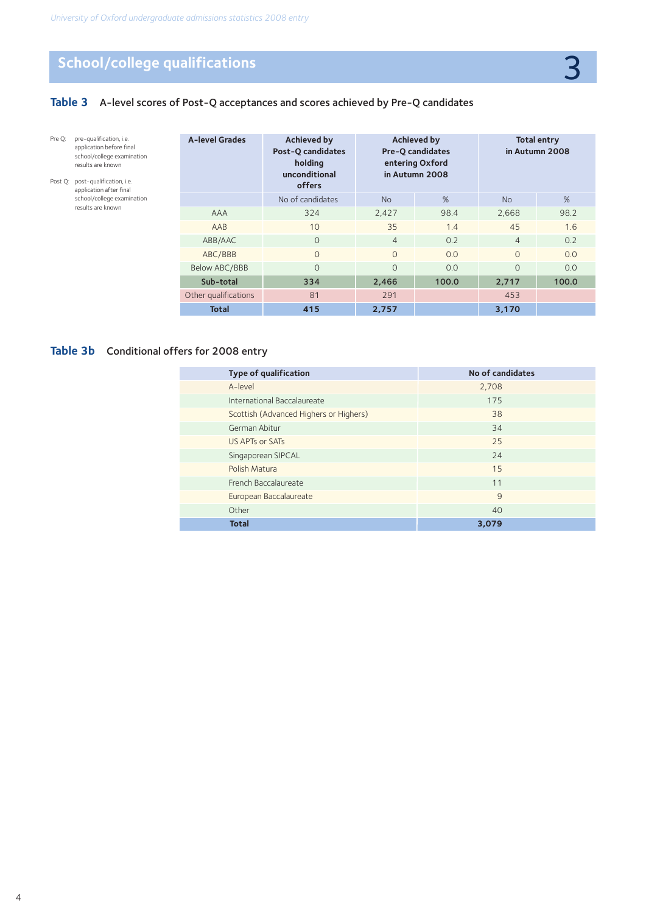## School/college qualifications 3

### Table 3 A-level scores of Post-Q acceptances and scores achieved by Pre-Q candidates

Pre Q: pre-qualification, i.e. application before final school/college examination results are known

Post Q: post-qualification, i.e. application after final school/college examination results are known

| A-level Grades | Achieved by Post-Q candidates holding unconditional offers | Achieved by Pre-Q candidates entering Oxford in Autumn 2008 | | Total entry in Autumn 2008 | |
|---|---|---|---|---|---|
| | No of candidates | No | % | No | % |
| AAA | 324 | 2,427 | 98.4 | 2,668 | 98.2 |
| AAB | 10 | 35 | 1.4 | 45 | 1.6 |
| ABB/AAC | 0 | 4 | 0.2 | 4 | 0.2 |
| ABC/BBB | 0 | 0 | 0.0 | 0 | 0.0 |
| Below ABC/BBB | 0 | 0 | 0.0 | 0 | 0.0 |
| **Sub-total** | **334** | **2,466** | **100.0** | **2,717** | **100.0** |
| Other qualifications | 81 | 291 | | 453 | |
| **Total** | **415** | **2,757** | | **3,170** | |

### Table 3b Conditional offers for 2008 entry

| Type of qualification | No of candidates |
|---|---|
| A-level | 2,708 |
| International Baccalaureate | 175 |
| Scottish (Advanced Highers or Highers) | 38 |
| German Abitur | 34 |
| US APTs or SATs | 25 |
| Singaporean SIPCAL | 24 |
| Polish Matura | 15 |
| French Baccalaureate | 11 |
| European Baccalaureate | 9 |
| Other | 40 |
| **Total** | **3,079** |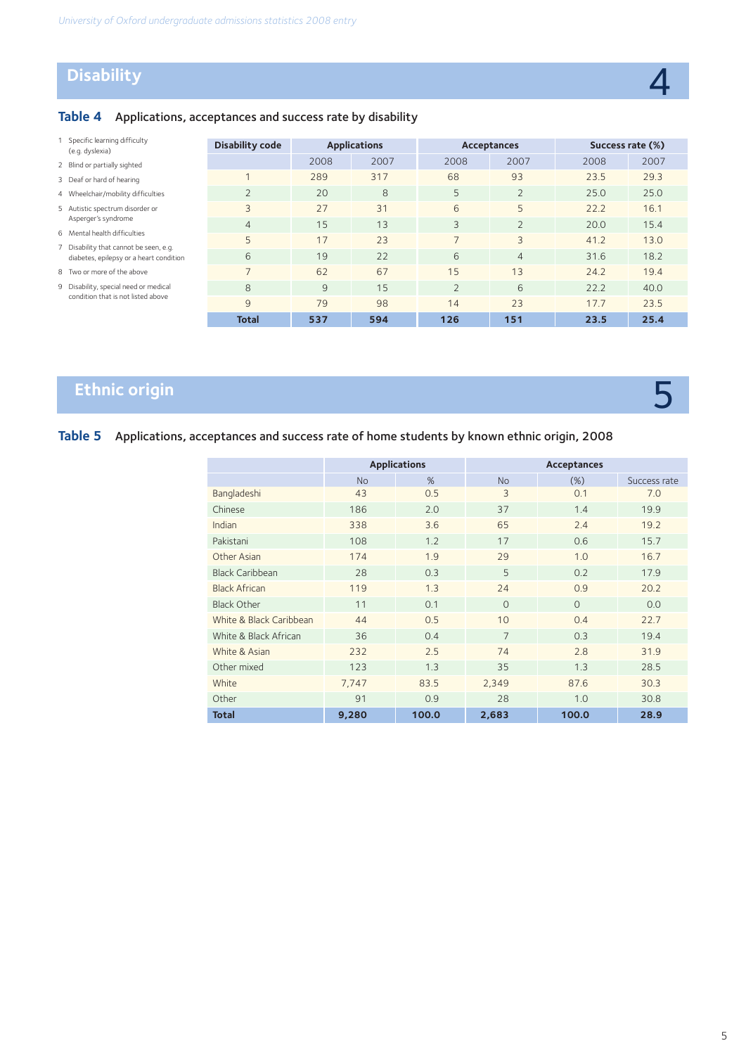## Disability 4

### Table 4 Applications, acceptances and success rate by disability

1. Specific learning difficulty (e.g. dyslexia)
2. Blind or partially sighted
3. Deaf or hard of hearing
4. Wheelchair/mobility difficulties
5. Autistic spectrum disorder or Asperger's syndrome
6. Mental health difficulties
7. Disability that cannot be seen, e.g. diabetes, epilepsy or a heart condition
8. Two or more of the above
9. Disability, special need or medical condition that is not listed above

| Disability code | Applications | | Acceptances | | Success rate (%) | |
|---|---|---|---|---|---|---|
| | 2008 | 2007 | 2008 | 2007 | 2008 | 2007 |
| 1 | 289 | 317 | 68 | 93 | 23.5 | 29.3 |
| 2 | 20 | 8 | 5 | 2 | 25.0 | 25.0 |
| 3 | 27 | 31 | 6 | 5 | 22.2 | 16.1 |
| 4 | 15 | 13 | 3 | 2 | 20.0 | 15.4 |
| 5 | 17 | 23 | 7 | 3 | 41.2 | 13.0 |
| 6 | 19 | 22 | 6 | 4 | 31.6 | 18.2 |
| 7 | 62 | 67 | 15 | 13 | 24.2 | 19.4 |
| 8 | 9 | 15 | 2 | 6 | 22.2 | 40.0 |
| 9 | 79 | 98 | 14 | 23 | 17.7 | 23.5 |
| **Total** | **537** | **594** | **126** | **151** | **23.5** | **25.4** |

## Ethnic origin 5

### Table 5 Applications, acceptances and success rate of home students by known ethnic origin, 2008

| | Applications | | Acceptances | | |
|---|---|---|---|---|---|
| | No | % | No | (%) | Success rate |
| Bangladeshi | 43 | 0.5 | 3 | 0.1 | 7.0 |
| Chinese | 186 | 2.0 | 37 | 1.4 | 19.9 |
| Indian | 338 | 3.6 | 65 | 2.4 | 19.2 |
| Pakistani | 108 | 1.2 | 17 | 0.6 | 15.7 |
| Other Asian | 174 | 1.9 | 29 | 1.0 | 16.7 |
| Black Caribbean | 28 | 0.3 | 5 | 0.2 | 17.9 |
| Black African | 119 | 1.3 | 24 | 0.9 | 20.2 |
| Black Other | 11 | 0.1 | 0 | 0 | 0.0 |
| White & Black Caribbean | 44 | 0.5 | 10 | 0.4 | 22.7 |
| White & Black African | 36 | 0.4 | 7 | 0.3 | 19.4 |
| White & Asian | 232 | 2.5 | 74 | 2.8 | 31.9 |
| Other mixed | 123 | 1.3 | 35 | 1.3 | 28.5 |
| White | 7,747 | 83.5 | 2,349 | 87.6 | 30.3 |
| Other | 91 | 0.9 | 28 | 1.0 | 30.8 |
| **Total** | **9,280** | **100.0** | **2,683** | **100.0** | **28.9** |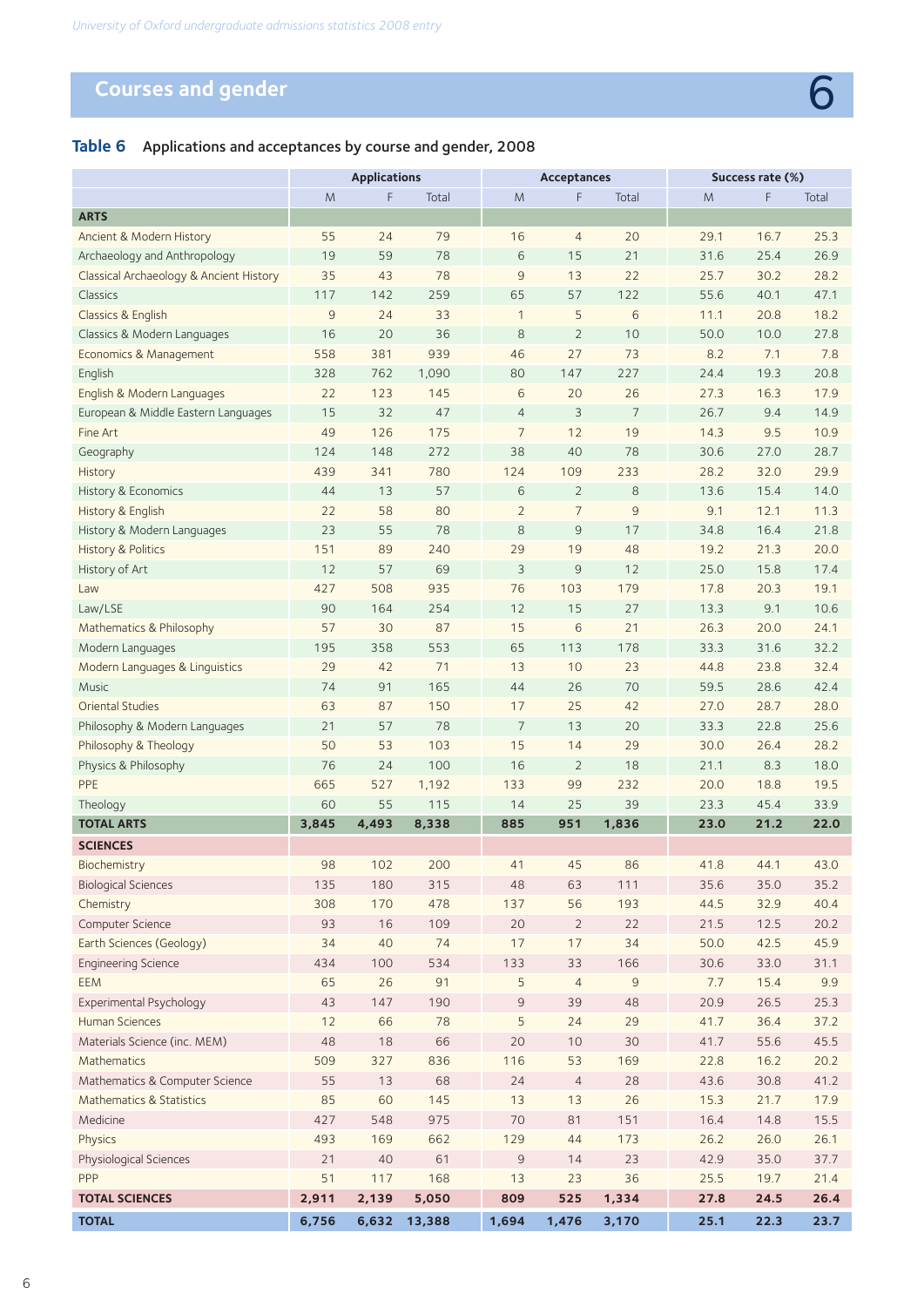## Courses and gender

6

**Table 6** Applications and acceptances by course and gender, 2008

| | Applications | | | Acceptances | | | Success rate (%) | | |
|---|---|---|---|---|---|---|---|---|---|
| | M | F | Total | M | F | Total | M | F | Total |
| **ARTS** | | | | | | | | | |
| Ancient & Modern History | 55 | 24 | 79 | 16 | 4 | 20 | 29.1 | 16.7 | 25.3 |
| Archaeology and Anthropology | 19 | 59 | 78 | 6 | 15 | 21 | 31.6 | 25.4 | 26.9 |
| Classical Archaeology & Ancient History | 35 | 43 | 78 | 9 | 13 | 22 | 25.7 | 30.2 | 28.2 |
| Classics | 117 | 142 | 259 | 65 | 57 | 122 | 55.6 | 40.1 | 47.1 |
| Classics & English | 9 | 24 | 33 | 1 | 5 | 6 | 11.1 | 20.8 | 18.2 |
| Classics & Modern Languages | 16 | 20 | 36 | 8 | 2 | 10 | 50.0 | 10.0 | 27.8 |
| Economics & Management | 558 | 381 | 939 | 46 | 27 | 73 | 8.2 | 7.1 | 7.8 |
| English | 328 | 762 | 1,090 | 80 | 147 | 227 | 24.4 | 19.3 | 20.8 |
| English & Modern Languages | 22 | 123 | 145 | 6 | 20 | 26 | 27.3 | 16.3 | 17.9 |
| European & Middle Eastern Languages | 15 | 32 | 47 | 4 | 3 | 7 | 26.7 | 9.4 | 14.9 |
| Fine Art | 49 | 126 | 175 | 7 | 12 | 19 | 14.3 | 9.5 | 10.9 |
| Geography | 124 | 148 | 272 | 38 | 40 | 78 | 30.6 | 27.0 | 28.7 |
| History | 439 | 341 | 780 | 124 | 109 | 233 | 28.2 | 32.0 | 29.9 |
| History & Economics | 44 | 13 | 57 | 6 | 2 | 8 | 13.6 | 15.4 | 14.0 |
| History & English | 22 | 58 | 80 | 2 | 7 | 9 | 9.1 | 12.1 | 11.3 |
| History & Modern Languages | 23 | 55 | 78 | 8 | 9 | 17 | 34.8 | 16.4 | 21.8 |
| History & Politics | 151 | 89 | 240 | 29 | 19 | 48 | 19.2 | 21.3 | 20.0 |
| History of Art | 12 | 57 | 69 | 3 | 9 | 12 | 25.0 | 15.8 | 17.4 |
| Law | 427 | 508 | 935 | 76 | 103 | 179 | 17.8 | 20.3 | 19.1 |
| Law/LSE | 90 | 164 | 254 | 12 | 15 | 27 | 13.3 | 9.1 | 10.6 |
| Mathematics & Philosophy | 57 | 30 | 87 | 15 | 6 | 21 | 26.3 | 20.0 | 24.1 |
| Modern Languages | 195 | 358 | 553 | 65 | 113 | 178 | 33.3 | 31.6 | 32.2 |
| Modern Languages & Linguistics | 29 | 42 | 71 | 13 | 10 | 23 | 44.8 | 23.8 | 32.4 |
| Music | 74 | 91 | 165 | 44 | 26 | 70 | 59.5 | 28.6 | 42.4 |
| Oriental Studies | 63 | 87 | 150 | 17 | 25 | 42 | 27.0 | 28.7 | 28.0 |
| Philosophy & Modern Languages | 21 | 57 | 78 | 7 | 13 | 20 | 33.3 | 22.8 | 25.6 |
| Philosophy & Theology | 50 | 53 | 103 | 15 | 14 | 29 | 30.0 | 26.4 | 28.2 |
| Physics & Philosophy | 76 | 24 | 100 | 16 | 2 | 18 | 21.1 | 8.3 | 18.0 |
| PPE | 665 | 527 | 1,192 | 133 | 99 | 232 | 20.0 | 18.8 | 19.5 |
| Theology | 60 | 55 | 115 | 14 | 25 | 39 | 23.3 | 45.4 | 33.9 |
| **TOTAL ARTS** | **3,845** | **4,493** | **8,338** | **885** | **951** | **1,836** | **23.0** | **21.2** | **22.0** |
| **SCIENCES** | | | | | | | | | |
| Biochemistry | 98 | 102 | 200 | 41 | 45 | 86 | 41.8 | 44.1 | 43.0 |
| Biological Sciences | 135 | 180 | 315 | 48 | 63 | 111 | 35.6 | 35.0 | 35.2 |
| Chemistry | 308 | 170 | 478 | 137 | 56 | 193 | 44.5 | 32.9 | 40.4 |
| Computer Science | 93 | 16 | 109 | 20 | 2 | 22 | 21.5 | 12.5 | 20.2 |
| Earth Sciences (Geology) | 34 | 40 | 74 | 17 | 17 | 34 | 50.0 | 42.5 | 45.9 |
| Engineering Science | 434 | 100 | 534 | 133 | 33 | 166 | 30.6 | 33.0 | 31.1 |
| EEM | 65 | 26 | 91 | 5 | 4 | 9 | 7.7 | 15.4 | 9.9 |
| Experimental Psychology | 43 | 147 | 190 | 9 | 39 | 48 | 20.9 | 26.5 | 25.3 |
| Human Sciences | 12 | 66 | 78 | 5 | 24 | 29 | 41.7 | 36.4 | 37.2 |
| Materials Science (inc. MEM) | 48 | 18 | 66 | 20 | 10 | 30 | 41.7 | 55.6 | 45.5 |
| Mathematics | 509 | 327 | 836 | 116 | 53 | 169 | 22.8 | 16.2 | 20.2 |
| Mathematics & Computer Science | 55 | 13 | 68 | 24 | 4 | 28 | 43.6 | 30.8 | 41.2 |
| Mathematics & Statistics | 85 | 60 | 145 | 13 | 13 | 26 | 15.3 | 21.7 | 17.9 |
| Medicine | 427 | 548 | 975 | 70 | 81 | 151 | 16.4 | 14.8 | 15.5 |
| Physics | 493 | 169 | 662 | 129 | 44 | 173 | 26.2 | 26.0 | 26.1 |
| Physiological Sciences | 21 | 40 | 61 | 9 | 14 | 23 | 42.9 | 35.0 | 37.7 |
| PPP | 51 | 117 | 168 | 13 | 23 | 36 | 25.5 | 19.7 | 21.4 |
| **TOTAL SCIENCES** | **2,911** | **2,139** | **5,050** | **809** | **525** | **1,334** | **27.8** | **24.5** | **26.4** |
| **TOTAL** | **6,756** | **6,632** | **13,388** | **1,694** | **1,476** | **3,170** | **25.1** | **22.3** | **23.7** |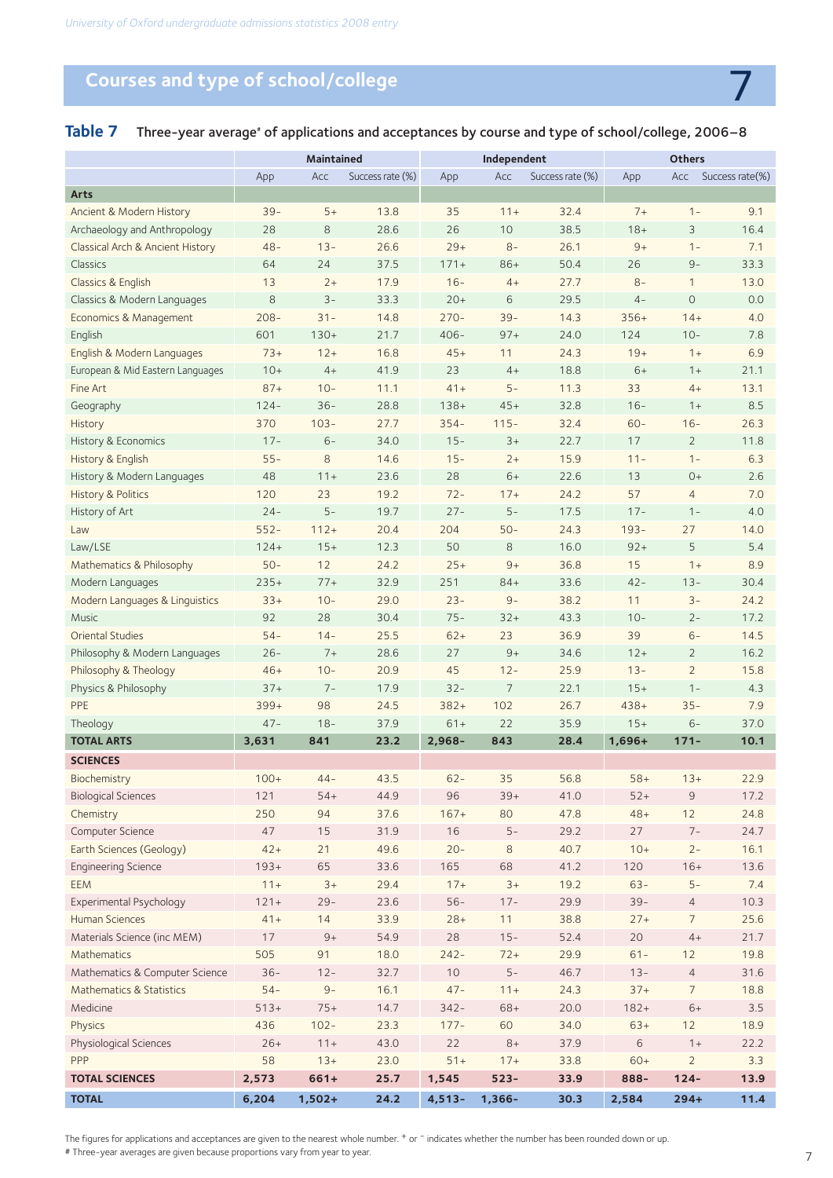## Courses and type of school/college

7

### Table 7 Three-year average[#] of applications and acceptances by course and type of school/college, 2006–8

| | Maintained | | | Independent | | | Others | | |
|---|---|---|---|---|---|---|---|---|---|
| | App | Acc | Success rate (%) | App | Acc | Success rate (%) | App | Acc | Success rate(%) |
| **Arts** | | | | | | | | | |
| Ancient & Modern History | 39− | 5+ | 13.8 | 35 | 11+ | 32.4 | 7+ | 1− | 9.1 |
| Archaeology and Anthropology | 28 | 8 | 28.6 | 26 | 10 | 38.5 | 18+ | 3 | 16.4 |
| Classical Arch & Ancient History | 48− | 13− | 26.6 | 29+ | 8− | 26.1 | 9+ | 1− | 7.1 |
| Classics | 64 | 24 | 37.5 | 171+ | 86+ | 50.4 | 26 | 9− | 33.3 |
| Classics & English | 13 | 2+ | 17.9 | 16− | 4+ | 27.7 | 8− | 1 | 13.0 |
| Classics & Modern Languages | 8 | 3− | 33.3 | 20+ | 6 | 29.5 | 4− | 0 | 0.0 |
| Economics & Management | 208− | 31− | 14.8 | 270− | 39− | 14.3 | 356+ | 14+ | 4.0 |
| English | 601 | 130+ | 21.7 | 406− | 97+ | 24.0 | 124 | 10− | 7.8 |
| English & Modern Languages | 73+ | 12+ | 16.8 | 45+ | 11 | 24.3 | 19+ | 1+ | 6.9 |
| European & Mid Eastern Languages | 10+ | 4+ | 41.9 | 23 | 4+ | 18.8 | 6+ | 1+ | 21.1 |
| Fine Art | 87+ | 10− | 11.1 | 41+ | 5− | 11.3 | 33 | 4+ | 13.1 |
| Geography | 124− | 36− | 28.8 | 138+ | 45+ | 32.8 | 16− | 1+ | 8.5 |
| History | 370 | 103− | 27.7 | 354− | 115− | 32.4 | 60− | 16− | 26.3 |
| History & Economics | 17− | 6− | 34.0 | 15− | 3+ | 22.7 | 17 | 2 | 11.8 |
| History & English | 55− | 8 | 14.6 | 15− | 2+ | 15.9 | 11− | 1− | 6.3 |
| History & Modern Languages | 48 | 11+ | 23.6 | 28 | 6+ | 22.6 | 13 | 0+ | 2.6 |
| History & Politics | 120 | 23 | 19.2 | 72− | 17+ | 24.2 | 57 | 4 | 7.0 |
| History of Art | 24− | 5− | 19.7 | 27− | 5− | 17.5 | 17− | 1− | 4.0 |
| Law | 552− | 112+ | 20.4 | 204 | 50− | 24.3 | 193− | 27 | 14.0 |
| Law/LSE | 124+ | 15+ | 12.3 | 50 | 8 | 16.0 | 92+ | 5 | 5.4 |
| Mathematics & Philosophy | 50− | 12 | 24.2 | 25+ | 9+ | 36.8 | 15 | 1+ | 8.9 |
| Modern Languages | 235+ | 77+ | 32.9 | 251 | 84+ | 33.6 | 42− | 13− | 30.4 |
| Modern Languages & Linguistics | 33+ | 10− | 29.0 | 23− | 9− | 38.2 | 11 | 3− | 24.2 |
| Music | 92 | 28 | 30.4 | 75− | 32+ | 43.3 | 10− | 2− | 17.2 |
| Oriental Studies | 54− | 14− | 25.5 | 62+ | 23 | 36.9 | 39 | 6− | 14.5 |
| Philosophy & Modern Languages | 26− | 7+ | 28.6 | 27 | 9+ | 34.6 | 12+ | 2 | 16.2 |
| Philosophy & Theology | 46+ | 10− | 20.9 | 45 | 12− | 25.9 | 13− | 2 | 15.8 |
| Physics & Philosophy | 37+ | 7− | 17.9 | 32− | 7 | 22.1 | 15+ | 1− | 4.3 |
| PPE | 399+ | 98 | 24.5 | 382+ | 102 | 26.7 | 438+ | 35− | 7.9 |
| Theology | 47− | 18− | 37.9 | 61+ | 22 | 35.9 | 15+ | 6− | 37.0 |
| **TOTAL ARTS** | **3,631** | **841** | **23.2** | **2,968−** | **843** | **28.4** | **1,696+** | **171−** | **10.1** |
| **SCIENCES** | | | | | | | | | |
| Biochemistry | 100+ | 44− | 43.5 | 62− | 35 | 56.8 | 58+ | 13+ | 22.9 |
| Biological Sciences | 121 | 54+ | 44.9 | 96 | 39+ | 41.0 | 52+ | 9 | 17.2 |
| Chemistry | 250 | 94 | 37.6 | 167+ | 80 | 47.8 | 48+ | 12 | 24.8 |
| Computer Science | 47 | 15 | 31.9 | 16 | 5− | 29.2 | 27 | 7− | 24.7 |
| Earth Sciences (Geology) | 42+ | 21 | 49.6 | 20− | 8 | 40.7 | 10+ | 2− | 16.1 |
| Engineering Science | 193+ | 65 | 33.6 | 165 | 68 | 41.2 | 120 | 16+ | 13.6 |
| EEM | 11+ | 3+ | 29.4 | 17+ | 3+ | 19.2 | 63− | 5− | 7.4 |
| Experimental Psychology | 121+ | 29− | 23.6 | 56− | 17− | 29.9 | 39− | 4 | 10.3 |
| Human Sciences | 41+ | 14 | 33.9 | 28+ | 11 | 38.8 | 27+ | 7 | 25.6 |
| Materials Science (inc MEM) | 17 | 9+ | 54.9 | 28 | 15− | 52.4 | 20 | 4+ | 21.7 |
| Mathematics | 505 | 91 | 18.0 | 242− | 72+ | 29.9 | 61− | 12 | 19.8 |
| Mathematics & Computer Science | 36− | 12− | 32.7 | 10 | 5− | 46.7 | 13− | 4 | 31.6 |
| Mathematics & Statistics | 54− | 9− | 16.1 | 47− | 11+ | 24.3 | 37+ | 7 | 18.8 |
| Medicine | 513+ | 75+ | 14.7 | 342− | 68+ | 20.0 | 182+ | 6+ | 3.5 |
| Physics | 436 | 102− | 23.3 | 177− | 60 | 34.0 | 63+ | 12 | 18.9 |
| Physiological Sciences | 26+ | 11+ | 43.0 | 22 | 8+ | 37.9 | 6 | 1+ | 22.2 |
| PPP | 58 | 13+ | 23.0 | 51+ | 17+ | 33.8 | 60+ | 2 | 3.3 |
| **TOTAL SCIENCES** | **2,573** | **661+** | **25.7** | **1,545** | **523−** | **33.9** | **888−** | **124−** | **13.9** |
| **TOTAL** | **6,204** | **1,502+** | **24.2** | **4,513−** | **1,366−** | **30.3** | **2,584** | **294+** | **11.4** |

The figures for applications and acceptances are given to the nearest whole number. + or − indicates whether the number has been rounded down or up.

# Three-year averages are given because proportions vary from year to year.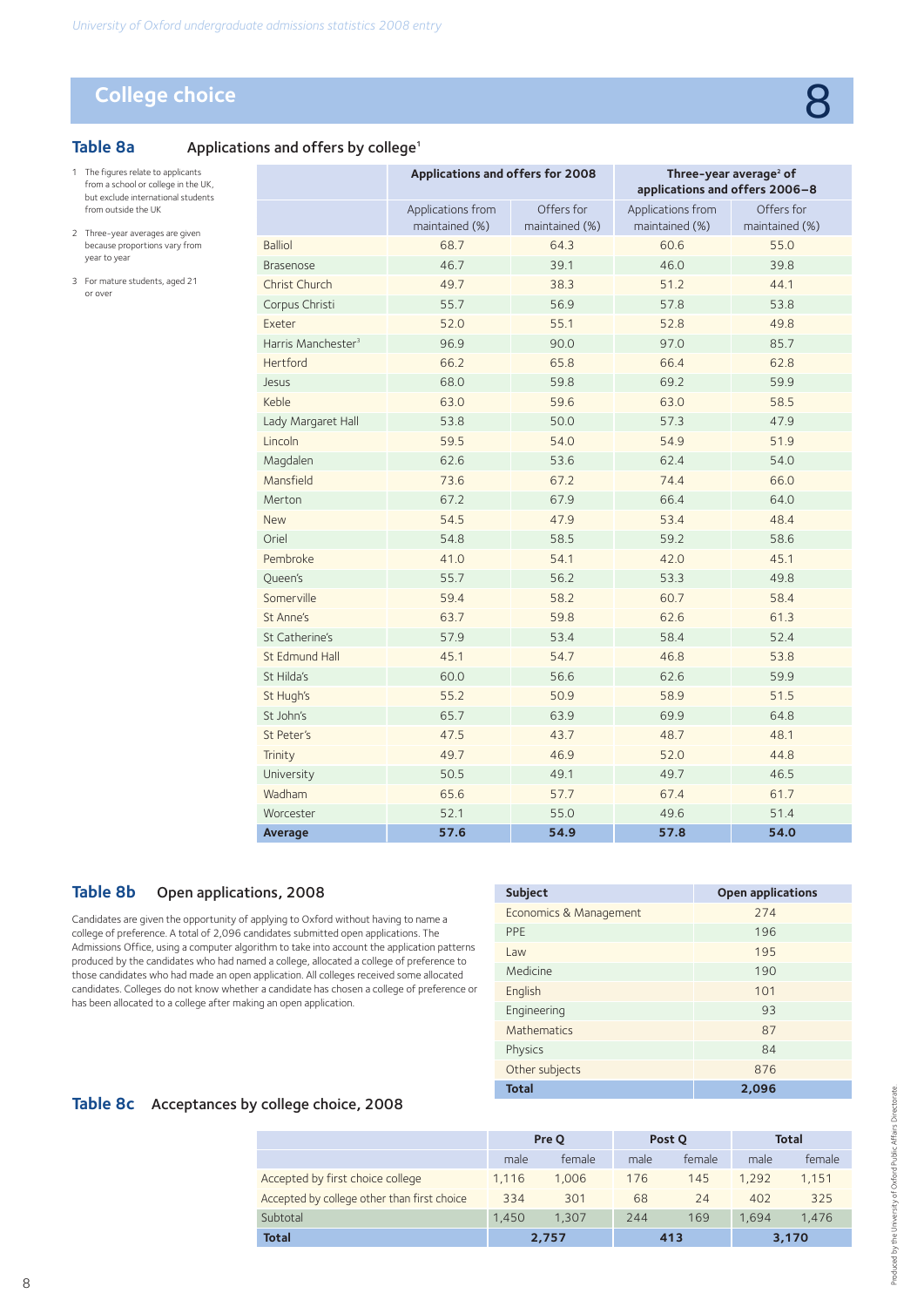# College choice

## 8

### Table 8a Applications and offers by college[1]

1 The figures relate to applicants from a school or college in the UK, but exclude international students from outside the UK

2 Three-year averages are given because proportions vary from year to year

3 For mature students, aged 21 or over

| | Applications and offers for 2008 | | Three-year average[2] of applications and offers 2006–8 | |
|---|---|---|---|---|
| | Applications from maintained (%) | Offers for maintained (%) | Applications from maintained (%) | Offers for maintained (%) |
| Balliol | 68.7 | 64.3 | 60.6 | 55.0 |
| Brasenose | 46.7 | 39.1 | 46.0 | 39.8 |
| Christ Church | 49.7 | 38.3 | 51.2 | 44.1 |
| Corpus Christi | 55.7 | 56.9 | 57.8 | 53.8 |
| Exeter | 52.0 | 55.1 | 52.8 | 49.8 |
| Harris Manchester[3] | 96.9 | 90.0 | 97.0 | 85.7 |
| Hertford | 66.2 | 65.8 | 66.4 | 62.8 |
| Jesus | 68.0 | 59.8 | 69.2 | 59.9 |
| Keble | 63.0 | 59.6 | 63.0 | 58.5 |
| Lady Margaret Hall | 53.8 | 50.0 | 57.3 | 47.9 |
| Lincoln | 59.5 | 54.0 | 54.9 | 51.9 |
| Magdalen | 62.6 | 53.6 | 62.4 | 54.0 |
| Mansfield | 73.6 | 67.2 | 74.4 | 66.0 |
| Merton | 67.2 | 67.9 | 66.4 | 64.0 |
| New | 54.5 | 47.9 | 53.4 | 48.4 |
| Oriel | 54.8 | 58.5 | 59.2 | 58.6 |
| Pembroke | 41.0 | 54.1 | 42.0 | 45.1 |
| Queen's | 55.7 | 56.2 | 53.3 | 49.8 |
| Somerville | 59.4 | 58.2 | 60.7 | 58.4 |
| St Anne's | 63.7 | 59.8 | 62.6 | 61.3 |
| St Catherine's | 57.9 | 53.4 | 58.4 | 52.4 |
| St Edmund Hall | 45.1 | 54.7 | 46.8 | 53.8 |
| St Hilda's | 60.0 | 56.6 | 62.6 | 59.9 |
| St Hugh's | 55.2 | 50.9 | 58.9 | 51.5 |
| St John's | 65.7 | 63.9 | 69.9 | 64.8 |
| St Peter's | 47.5 | 43.7 | 48.7 | 48.1 |
| Trinity | 49.7 | 46.9 | 52.0 | 44.8 |
| University | 50.5 | 49.1 | 49.7 | 46.5 |
| Wadham | 65.6 | 57.7 | 67.4 | 61.7 |
| Worcester | 52.1 | 55.0 | 49.6 | 51.4 |
| **Average** | **57.6** | **54.9** | **57.8** | **54.0** |

### Table 8b Open applications, 2008

Candidates are given the opportunity of applying to Oxford without having to name a college of preference. A total of 2,096 candidates submitted open applications. The Admissions Office, using a computer algorithm to take into account the application patterns produced by the candidates who had named a college, allocated a college of preference to those candidates who had made an open application. All colleges received some allocated candidates. Colleges do not know whether a candidate has chosen a college of preference or has been allocated to a college after making an open application.

| Subject | Open applications |
|---|---|
| Economics & Management | 274 |
| PPE | 196 |
| Law | 195 |
| Medicine | 190 |
| English | 101 |
| Engineering | 93 |
| Mathematics | 87 |
| Physics | 84 |
| Other subjects | 876 |
| **Total** | **2,096** |

### Table 8c Acceptances by college choice, 2008

| | Pre Q | | Post Q | | Total | |
|---|---|---|---|---|---|---|
| | male | female | male | female | male | female |
| Accepted by first choice college | 1,116 | 1,006 | 176 | 145 | 1,292 | 1,151 |
| Accepted by college other than first choice | 334 | 301 | 68 | 24 | 402 | 325 |
| Subtotal | 1,450 | 1,307 | 244 | 169 | 1,694 | 1,476 |
| **Total** | **2,757** | | **413** | | **3,170** | |

Produced by the University of Oxford Public Affairs Directorate.